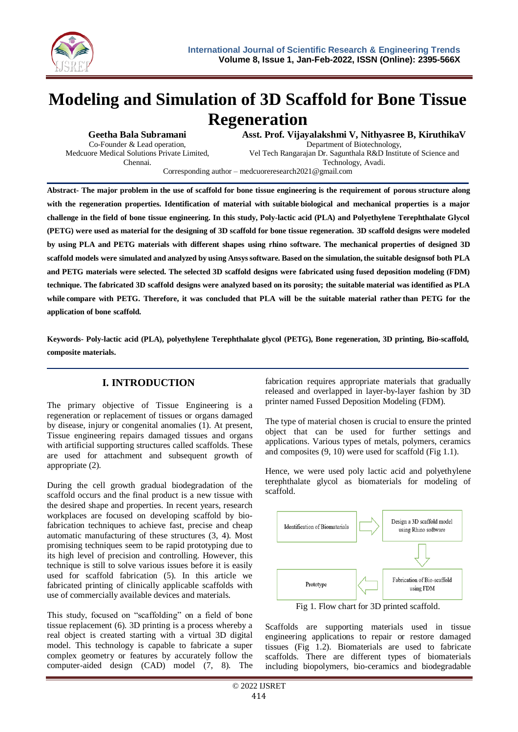# Modeling and Simulation of 3D Scaffold for Bone Tissue Regeneration

**Geetha Bala Subramani**
Co-Founder & Lead operation,
Medcuore Medical Solutions Private Limited,
Chennai.

**Asst. Prof. Vijayalakshmi V, Nithyasree B, KiruthikaV**
Department of Biotechnology,
Vel Tech Rangarajan Dr. Sagunthala R&D Institute of Science and Technology, Avadi.

Corresponding author – medcuoreresearch2021@gmail.com

**Abstract- The major problem in the use of scaffold for bone tissue engineering is the requirement of porous structure along with the regeneration properties. Identification of material with suitable biological and mechanical properties is a major challenge in the field of bone tissue engineering. In this study, Poly-lactic acid (PLA) and Polyethylene Terephthalate Glycol (PETG) were used as material for the designing of 3D scaffold for bone tissue regeneration. 3D scaffold designs were modeled by using PLA and PETG materials with different shapes using rhino software. The mechanical properties of designed 3D scaffold models were simulated and analyzed by using Ansys software. Based on the simulation, the suitable designsof both PLA and PETG materials were selected. The selected 3D scaffold designs were fabricated using fused deposition modeling (FDM) technique. The fabricated 3D scaffold designs were analyzed based on its porosity; the suitable material was identified as PLA while compare with PETG. Therefore, it was concluded that PLA will be the suitable material rather than PETG for the application of bone scaffold.**

**Keywords- Poly-lactic acid (PLA), polyethylene Terephthalate glycol (PETG), Bone regeneration, 3D printing, Bio-scaffold, composite materials.**

## I. INTRODUCTION

The primary objective of Tissue Engineering is a regeneration or replacement of tissues or organs damaged by disease, injury or congenital anomalies (1). At present, Tissue engineering repairs damaged tissues and organs with artificial supporting structures called scaffolds. These are used for attachment and subsequent growth of appropriate (2).

During the cell growth gradual biodegradation of the scaffold occurs and the final product is a new tissue with the desired shape and properties. In recent years, research workplaces are focused on developing scaffold by bio-fabrication techniques to achieve fast, precise and cheap automatic manufacturing of these structures (3, 4). Most promising techniques seem to be rapid prototyping due to its high level of precision and controlling. However, this technique is still to solve various issues before it is easily used for scaffold fabrication (5). In this article we fabricated printing of clinically applicable scaffolds with use of commercially available devices and materials.

This study, focused on "scaffolding" on a field of bone tissue replacement (6). 3D printing is a process whereby a real object is created starting with a virtual 3D digital model. This technology is capable to fabricate a super complex geometry or features by accurately follow the computer-aided design (CAD) model (7, 8). The fabrication requires appropriate materials that gradually released and overlapped in layer-by-layer fashion by 3D printer named Fussed Deposition Modeling (FDM).

The type of material chosen is crucial to ensure the printed object that can be used for further settings and applications. Various types of metals, polymers, ceramics and composites (9, 10) were used for scaffold (Fig 1.1).

Hence, we were used poly lactic acid and polyethylene terephthalate glycol as biomaterials for modeling of scaffold.

Identification of Biomaterials → Design a 3D scaffold model using Rhino software → Fabrication of Bio-scaffold using FDM → Prototype

Fig 1. Flow chart for 3D printed scaffold.

Scaffolds are supporting materials used in tissue engineering applications to repair or restore damaged tissues (Fig 1.2). Biomaterials are used to fabricate scaffolds. There are different types of biomaterials including biopolymers, bio-ceramics and biodegradable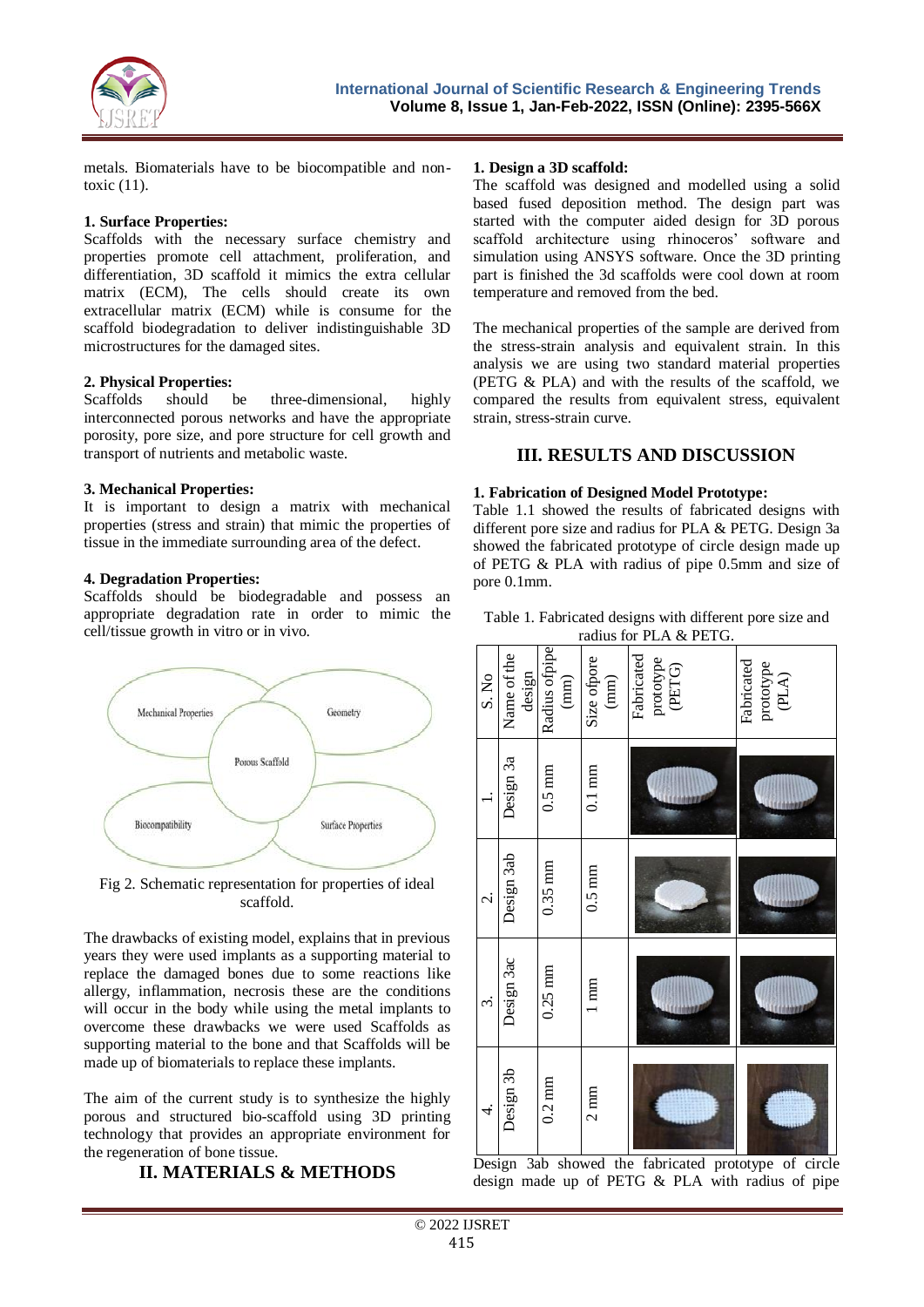metals. Biomaterials have to be biocompatible and non-toxic (11).

**1. Surface Properties:**
Scaffolds with the necessary surface chemistry and properties promote cell attachment, proliferation, and differentiation, 3D scaffold it mimics the extra cellular matrix (ECM), The cells should create its own extracellular matrix (ECM) while is consume for the scaffold biodegradation to deliver indistinguishable 3D microstructures for the damaged sites.

**2. Physical Properties:**
Scaffolds should be three-dimensional, highly interconnected porous networks and have the appropriate porosity, pore size, and pore structure for cell growth and transport of nutrients and metabolic waste.

**3. Mechanical Properties:**
It is important to design a matrix with mechanical properties (stress and strain) that mimic the properties of tissue in the immediate surrounding area of the defect.

**4. Degradation Properties:**
Scaffolds should be biodegradable and possess an appropriate degradation rate in order to mimic the cell/tissue growth in vitro or in vivo.

Mechanical Properties
Geometry
Porous Scaffold
Biocompatibility
Surface Properties

Fig 2. Schematic representation for properties of ideal scaffold.

The drawbacks of existing model, explains that in previous years they were used implants as a supporting material to replace the damaged bones due to some reactions like allergy, inflammation, necrosis these are the conditions will occur in the body while using the metal implants to overcome these drawbacks we were used Scaffolds as supporting material to the bone and that Scaffolds will be made up of biomaterials to replace these implants.

The aim of the current study is to synthesize the highly porous and structured bio-scaffold using 3D printing technology that provides an appropriate environment for the regeneration of bone tissue.

## II. MATERIALS & METHODS

**1. Design a 3D scaffold:**
The scaffold was designed and modelled using a solid based fused deposition method. The design part was started with the computer aided design for 3D porous scaffold architecture using rhinoceros' software and simulation using ANSYS software. Once the 3D printing part is finished the 3d scaffolds were cool down at room temperature and removed from the bed.

The mechanical properties of the sample are derived from the stress-strain analysis and equivalent strain. In this analysis we are using two standard material properties (PETG & PLA) and with the results of the scaffold, we compared the results from equivalent stress, equivalent strain, stress-strain curve.

## III. RESULTS AND DISCUSSION

**1. Fabrication of Designed Model Prototype:**
Table 1.1 showed the results of fabricated designs with different pore size and radius for PLA & PETG. Design 3a showed the fabricated prototype of circle design made up of PETG & PLA with radius of pipe 0.5mm and size of pore 0.1mm.

Table 1. Fabricated designs with different pore size and radius for PLA & PETG.

| S. No | Name of the design | Radius ofpipe (mm) | Size ofpore (mm) | Fabricated prototype (PETG) | Fabricated prototype (PLA) |
|---|---|---|---|---|---|
| 1. | Design 3a | 0.5 mm | 0.1 mm | | |
| 2. | Design 3ab | 0.35 mm | 0.5 mm | | |
| 3. | Design 3ac | 0.25 mm | 1 mm | | |
| 4. | Design 3b | 0.2 mm | 2 mm | | |

Design 3ab showed the fabricated prototype of circle design made up of PETG & PLA with radius of pipe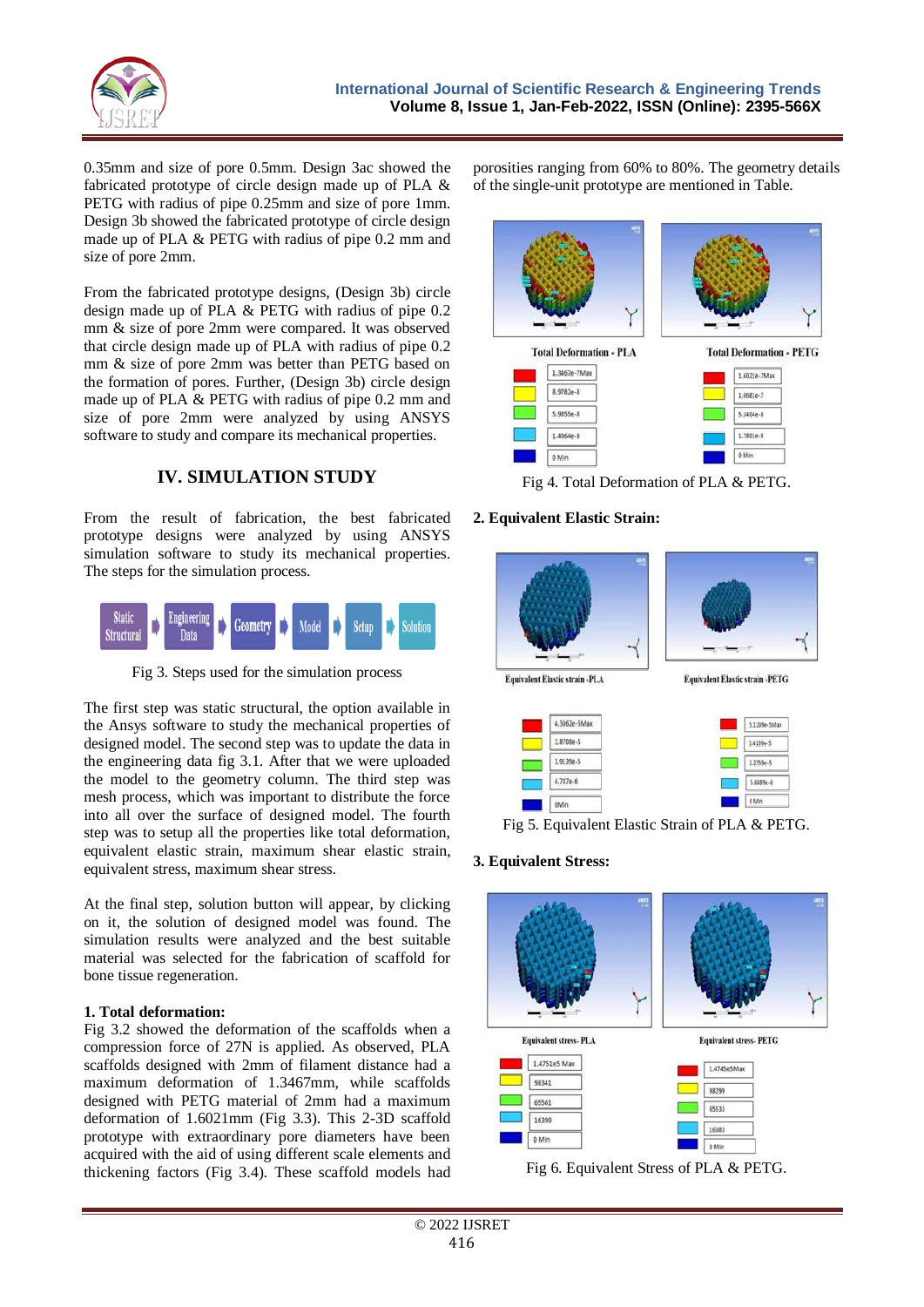0.35mm and size of pore 0.5mm. Design 3ac showed the fabricated prototype of circle design made up of PLA & PETG with radius of pipe 0.25mm and size of pore 1mm. Design 3b showed the fabricated prototype of circle design made up of PLA & PETG with radius of pipe 0.2 mm and size of pore 2mm.

From the fabricated prototype designs, (Design 3b) circle design made up of PLA & PETG with radius of pipe 0.2 mm & size of pore 2mm were compared. It was observed that circle design made up of PLA with radius of pipe 0.2 mm & size of pore 2mm was better than PETG based on the formation of pores. Further, (Design 3b) circle design made up of PLA & PETG with radius of pipe 0.2 mm and size of pore 2mm were analyzed by using ANSYS software to study and compare its mechanical properties.

## IV. SIMULATION STUDY

From the result of fabrication, the best fabricated prototype designs were analyzed by using ANSYS simulation software to study its mechanical properties. The steps for the simulation process.

Static Structural → Engineering Data → Geometry → Model → Setup → Solution

Fig 3. Steps used for the simulation process

The first step was static structural, the option available in the Ansys software to study the mechanical properties of designed model. The second step was to update the data in the engineering data fig 3.1. After that we were uploaded the model to the geometry column. The third step was mesh process, which was important to distribute the force into all over the surface of designed model. The fourth step was to setup all the properties like total deformation, equivalent elastic strain, maximum shear elastic strain, equivalent stress, maximum shear stress.

At the final step, solution button will appear, by clicking on it, the solution of designed model was found. The simulation results were analyzed and the best suitable material was selected for the fabrication of scaffold for bone tissue regeneration.

### 1. Total deformation:

Fig 3.2 showed the deformation of the scaffolds when a compression force of 27N is applied. As observed, PLA scaffolds designed with 2mm of filament distance had a maximum deformation of 1.3467mm, while scaffolds designed with PETG material of 2mm had a maximum deformation of 1.6021mm (Fig 3.3). This 2-3D scaffold prototype with extraordinary pore diameters have been acquired with the aid of using different scale elements and thickening factors (Fig 3.4). These scaffold models had porosities ranging from 60% to 80%. The geometry details of the single-unit prototype are mentioned in Table.

Total Deformation - PLA

1.3467e-7Max
8.9782e-8
5.9855e-8
1.4964e-8
0 Min

Total Deformation - PETG

1.6021e-7Max
1.6681e-7
5.3404e-8
1.7801e-8
0 Min

Fig 4. Total Deformation of PLA & PETG.

### 2. Equivalent Elastic Strain:

Equivalent Elastic strain -PLA

4.3062e-5Max
2.8708e-5
1.9139e-5
4.787e-6
0Min

Equivalent Elastic strain -PETG

5.1209e-5Max
1.4139e-5
1.2759e-5
5.6889e-6
0 Min

Fig 5. Equivalent Elastic Strain of PLA & PETG.

### 3. Equivalent Stress:

Equivalent stress- PLA

1.4751e5 Max
98341
65561
16390
0 Min

Equivalent stress- PETG

1.4745e5Max
98299
65533
16383
0 Min

Fig 6. Equivalent Stress of PLA & PETG.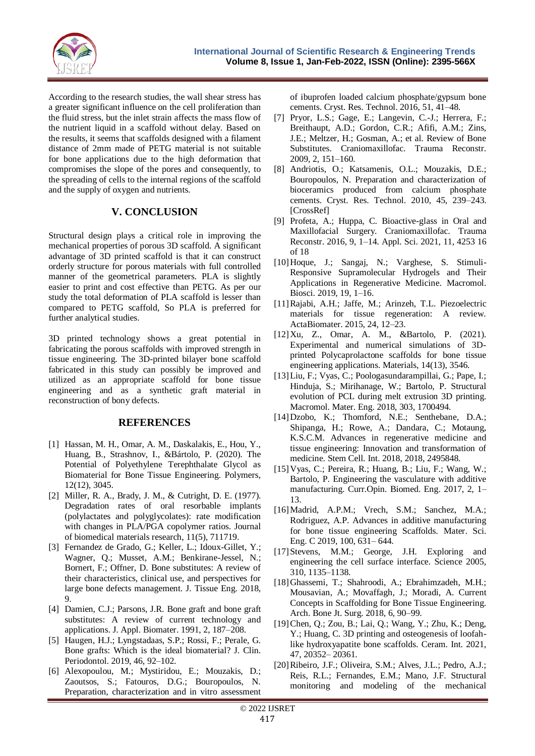According to the research studies, the wall shear stress has a greater significant influence on the cell proliferation than the fluid stress, but the inlet strain affects the mass flow of the nutrient liquid in a scaffold without delay. Based on the results, it seems that scaffolds designed with a filament distance of 2mm made of PETG material is not suitable for bone applications due to the high deformation that compromises the slope of the pores and consequently, to the spreading of cells to the internal regions of the scaffold and the supply of oxygen and nutrients.

## V. CONCLUSION

Structural design plays a critical role in improving the mechanical properties of porous 3D scaffold. A significant advantage of 3D printed scaffold is that it can construct orderly structure for porous materials with full controlled manner of the geometrical parameters. PLA is slightly easier to print and cost effective than PETG. As per our study the total deformation of PLA scaffold is lesser than compared to PETG scaffold, So PLA is preferred for further analytical studies.

3D printed technology shows a great potential in fabricating the porous scaffolds with improved strength in tissue engineering. The 3D-printed bilayer bone scaffold fabricated in this study can possibly be improved and utilized as an appropriate scaffold for bone tissue engineering and as a synthetic graft material in reconstruction of bony defects.

## REFERENCES

[1] Hassan, M. H., Omar, A. M., Daskalakis, E., Hou, Y., Huang, B., Strashnov, I., &Bártolo, P. (2020). The Potential of Polyethylene Terephthalate Glycol as Biomaterial for Bone Tissue Engineering. Polymers, 12(12), 3045.

[2] Miller, R. A., Brady, J. M., & Cutright, D. E. (1977). Degradation rates of oral resorbable implants (polylactates and polyglycolates): rate modification with changes in PLA/PGA copolymer ratios. Journal of biomedical materials research, 11(5), 711719.

[3] Fernandez de Grado, G.; Keller, L.; Idoux-Gillet, Y.; Wagner, Q.; Musset, A.M.; Benkirane-Jessel, N.; Bornert, F.; Offner, D. Bone substitutes: A review of their characteristics, clinical use, and perspectives for large bone defects management. J. Tissue Eng. 2018, 9.

[4] Damien, C.J.; Parsons, J.R. Bone graft and bone graft substitutes: A review of current technology and applications. J. Appl. Biomater. 1991, 2, 187–208.

[5] Haugen, H.J.; Lyngstadaas, S.P.; Rossi, F.; Perale, G. Bone grafts: Which is the ideal biomaterial? J. Clin. Periodontol. 2019, 46, 92–102.

[6] Alexopoulou, M.; Mystiridou, E.; Mouzakis, D.; Zaoutsos, S.; Fatouros, D.G.; Bouropoulos, N. Preparation, characterization and in vitro assessment of ibuprofen loaded calcium phosphate/gypsum bone cements. Cryst. Res. Technol. 2016, 51, 41–48.

[7] Pryor, L.S.; Gage, E.; Langevin, C.-J.; Herrera, F.; Breithaupt, A.D.; Gordon, C.R.; Afifi, A.M.; Zins, J.E.; Meltzer, H.; Gosman, A.; et al. Review of Bone Substitutes. Craniomaxillofac. Trauma Reconstr. 2009, 2, 151–160.

[8] Andriotis, O.; Katsamenis, O.L.; Mouzakis, D.E.; Bouropoulos, N. Preparation and characterization of bioceramics produced from calcium phosphate cements. Cryst. Res. Technol. 2010, 45, 239–243. [CrossRef]

[9] Profeta, A.; Huppa, C. Bioactive-glass in Oral and Maxillofacial Surgery. Craniomaxillofac. Trauma Reconstr. 2016, 9, 1–14. Appl. Sci. 2021, 11, 4253 16 of 18

[10] Hoque, J.; Sangaj, N.; Varghese, S. Stimuli-Responsive Supramolecular Hydrogels and Their Applications in Regenerative Medicine. Macromol. Biosci. 2019, 19, 1–16.

[11] Rajabi, A.H.; Jaffe, M.; Arinzeh, T.L. Piezoelectric materials for tissue regeneration: A review. ActaBiomater. 2015, 24, 12–23.

[12] Xu, Z., Omar, A. M., &Bartolo, P. (2021). Experimental and numerical simulations of 3D-printed Polycaprolactone scaffolds for bone tissue engineering applications. Materials, 14(13), 3546.

[13] Liu, F.; Vyas, C.; Poologasundarampillai, G.; Pape, I.; Hinduja, S.; Mirihanage, W.; Bartolo, P. Structural evolution of PCL during melt extrusion 3D printing. Macromol. Mater. Eng. 2018, 303, 1700494.

[14] Dzobo, K.; Thomford, N.E.; Senthebane, D.A.; Shipanga, H.; Rowe, A.; Dandara, C.; Motaung, K.S.C.M. Advances in regenerative medicine and tissue engineering: Innovation and transformation of medicine. Stem Cell. Int. 2018, 2018, 2495848.

[15] Vyas, C.; Pereira, R.; Huang, B.; Liu, F.; Wang, W.; Bartolo, P. Engineering the vasculature with additive manufacturing. Curr.Opin. Biomed. Eng. 2017, 2, 1–13.

[16] Madrid, A.P.M.; Vrech, S.M.; Sanchez, M.A.; Rodriguez, A.P. Advances in additive manufacturing for bone tissue engineering Scaffolds. Mater. Sci. Eng. C 2019, 100, 631– 644.

[17] Stevens, M.M.; George, J.H. Exploring and engineering the cell surface interface. Science 2005, 310, 1135–1138.

[18] Ghassemi, T.; Shahroodi, A.; Ebrahimzadeh, M.H.; Mousavian, A.; Movaffagh, J.; Moradi, A. Current Concepts in Scaffolding for Bone Tissue Engineering. Arch. Bone Jt. Surg. 2018, 6, 90–99.

[19] Chen, Q.; Zou, B.; Lai, Q.; Wang, Y.; Zhu, K.; Deng, Y.; Huang, C. 3D printing and osteogenesis of loofah-like hydroxyapatite bone scaffolds. Ceram. Int. 2021, 47, 20352– 20361.

[20] Ribeiro, J.F.; Oliveira, S.M.; Alves, J.L.; Pedro, A.J.; Reis, R.L.; Fernandes, E.M.; Mano, J.F. Structural monitoring and modeling of the mechanical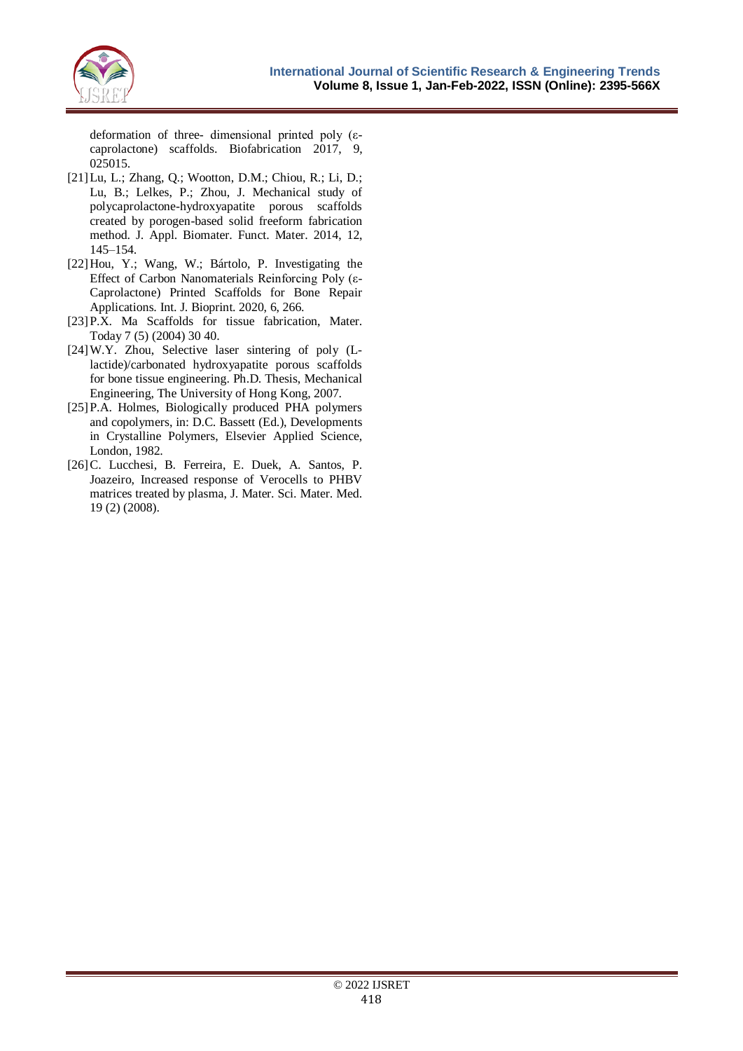deformation of three- dimensional printed poly (ε-caprolactone) scaffolds. Biofabrication 2017, 9, 025015.

[21] Lu, L.; Zhang, Q.; Wootton, D.M.; Chiou, R.; Li, D.; Lu, B.; Lelkes, P.; Zhou, J. Mechanical study of polycaprolactone-hydroxyapatite porous scaffolds created by porogen-based solid freeform fabrication method. J. Appl. Biomater. Funct. Mater. 2014, 12, 145–154.

[22] Hou, Y.; Wang, W.; Bártolo, P. Investigating the Effect of Carbon Nanomaterials Reinforcing Poly (ε-Caprolactone) Printed Scaffolds for Bone Repair Applications. Int. J. Bioprint. 2020, 6, 266.

[23] P.X. Ma Scaffolds for tissue fabrication, Mater. Today 7 (5) (2004) 30 40.

[24] W.Y. Zhou, Selective laser sintering of poly (L-lactide)/carbonated hydroxyapatite porous scaffolds for bone tissue engineering. Ph.D. Thesis, Mechanical Engineering, The University of Hong Kong, 2007.

[25] P.A. Holmes, Biologically produced PHA polymers and copolymers, in: D.C. Bassett (Ed.), Developments in Crystalline Polymers, Elsevier Applied Science, London, 1982.

[26] C. Lucchesi, B. Ferreira, E. Duek, A. Santos, P. Joazeiro, Increased response of Verocells to PHBV matrices treated by plasma, J. Mater. Sci. Mater. Med. 19 (2) (2008).